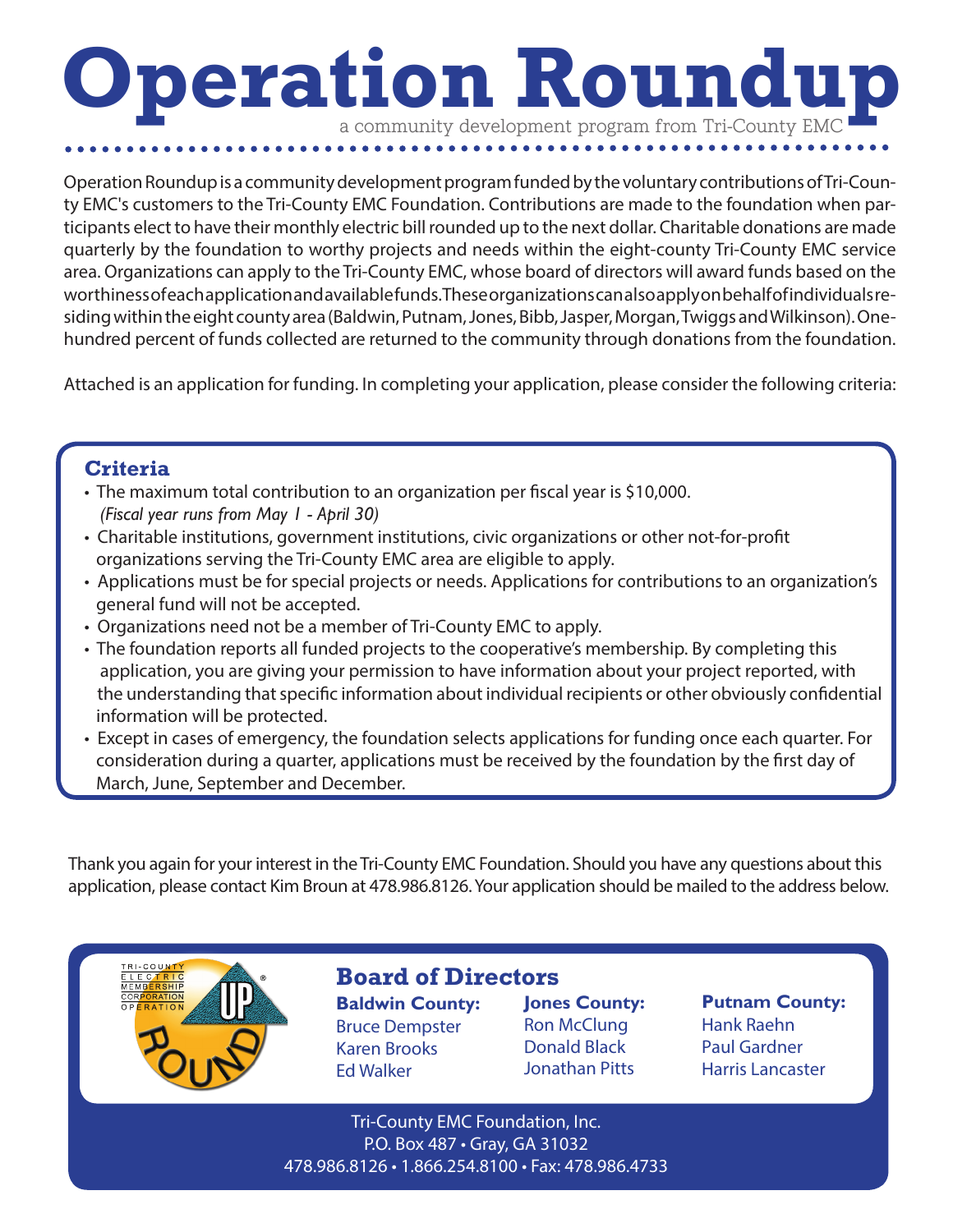# Operation Roundup

a community development program from Tri-County EMC

Operation Roundup is a community development program funded by the voluntary contributions of Tri-County EMC's customers to the Tri-County EMC Foundation. Contributions are made to the foundation when participants elect to have their monthly electric bill rounded up to the next dollar. Charitable donations are made quarterly by the foundation to worthy projects and needs within the eight-county Tri-County EMC service area. Organizations can apply to the Tri-County EMC, whose board of directors will award funds based on the worthiness of each application and available funds. These organizations can also apply on behalf of individuals residing within the eight county area (Baldwin, Putnam, Jones, Bibb, Jasper, Morgan, Twiggs and Wilkinson). One-hundred percent of funds collected are returned to the community through donations from the foundation.

Attached is an application for funding. In completing your application, please consider the following criteria:

## Criteria

- The maximum total contribution to an organization per fiscal year is $10,000. *(Fiscal year runs from May 1 - April 30)*
- Charitable institutions, government institutions, civic organizations or other not-for-profit organizations serving the Tri-County EMC area are eligible to apply.
- Applications must be for special projects or needs. Applications for contributions to an organization's general fund will not be accepted.
- Organizations need not be a member of Tri-County EMC to apply.
- The foundation reports all funded projects to the cooperative's membership. By completing this application, you are giving your permission to have information about your project reported, with the understanding that specific information about individual recipients or other obviously confidential information will be protected.
- Except in cases of emergency, the foundation selects applications for funding once each quarter. For consideration during a quarter, applications must be received by the foundation by the first day of March, June, September and December.

Thank you again for your interest in the Tri-County EMC Foundation. Should you have any questions about this application, please contact Kim Broun at 478.986.8126. Your application should be mailed to the address below.

## Board of Directors

**Baldwin County:**
Bruce Dempster
Karen Brooks
Ed Walker

**Jones County:**
Ron McClung
Donald Black
Jonathan Pitts

**Putnam County:**
Hank Raehn
Paul Gardner
Harris Lancaster

Tri-County EMC Foundation, Inc.
P.O. Box 487 • Gray, GA 31032
478.986.8126 • 1.866.254.8100 • Fax: 478.986.4733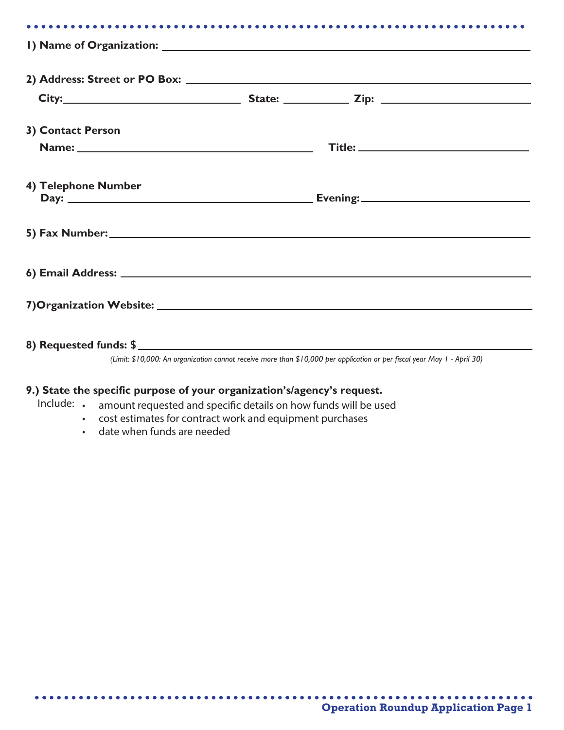1) Name of Organization: ______________________________

2) Address: Street or PO Box: ______________________________

City: ______________ State: __________ Zip: ______________

3) Contact Person

Name: ______________________ Title: ______________________

4) Telephone Number

Day: ______________________ Evening: ______________________

5) Fax Number: ______________________________

6) Email Address: ______________________________

7)Organization Website: ______________________________

8) Requested funds: $ ______________________________

*(Limit: $10,000: An organization cannot receive more than $10,000 per application or per fiscal year May 1 - April 30)*

**9.) State the specific purpose of your organization's/agency's request.**

Include:

- amount requested and specific details on how funds will be used
- cost estimates for contract work and equipment purchases
- date when funds are needed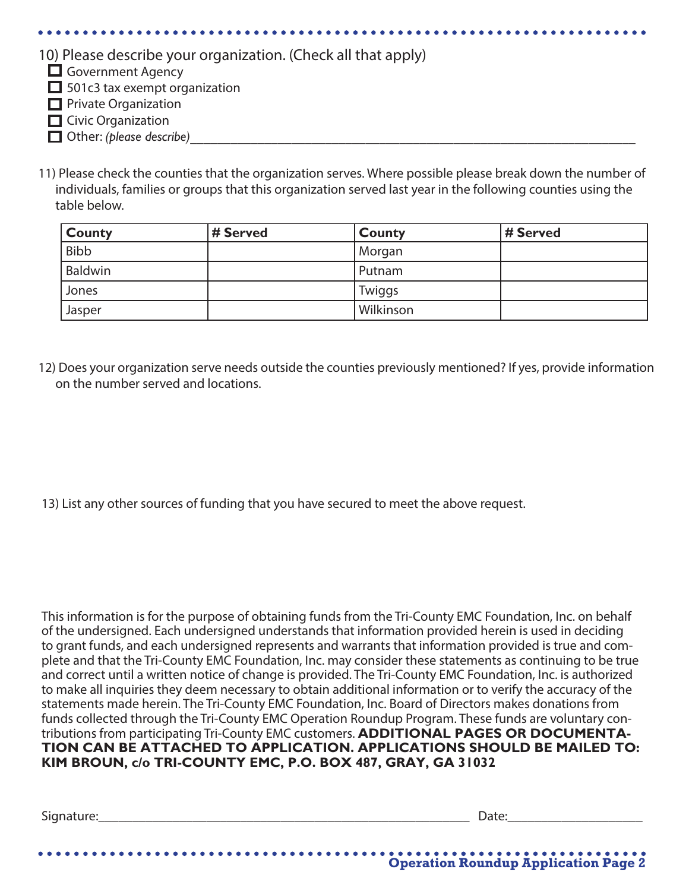10) Please describe your organization. (Check all that apply)

- ☐ Government Agency
- ☐ 501c3 tax exempt organization
- ☐ Private Organization
- ☐ Civic Organization
- ☐ Other: *(please describe)*\_\_\_\_\_\_\_\_\_\_\_\_\_\_\_\_\_\_\_\_\_\_\_\_\_\_\_\_\_\_\_\_\_\_\_\_\_\_\_\_

11) Please check the counties that the organization serves. Where possible please break down the number of individuals, families or groups that this organization served last year in the following counties using the table below.

| County | # Served | County | # Served |
|---|---|---|---|
| Bibb | | Morgan | |
| Baldwin | | Putnam | |
| Jones | | Twiggs | |
| Jasper | | Wilkinson | |

12) Does your organization serve needs outside the counties previously mentioned? If yes, provide information on the number served and locations.

13) List any other sources of funding that you have secured to meet the above request.

This information is for the purpose of obtaining funds from the Tri-County EMC Foundation, Inc. on behalf of the undersigned. Each undersigned understands that information provided herein is used in deciding to grant funds, and each undersigned represents and warrants that information provided is true and complete and that the Tri-County EMC Foundation, Inc. may consider these statements as continuing to be true and correct until a written notice of change is provided. The Tri-County EMC Foundation, Inc. is authorized to make all inquiries they deem necessary to obtain additional information or to verify the accuracy of the statements made herein. The Tri-County EMC Foundation, Inc. Board of Directors makes donations from funds collected through the Tri-County EMC Operation Roundup Program. These funds are voluntary contributions from participating Tri-County EMC customers. **ADDITIONAL PAGES OR DOCUMENTATION CAN BE ATTACHED TO APPLICATION. APPLICATIONS SHOULD BE MAILED TO: KIM BROUN, c/o TRI-COUNTY EMC, P.O. BOX 487, GRAY, GA 31032**

Signature:\_\_\_\_\_\_\_\_\_\_\_\_\_\_\_\_\_\_\_\_\_\_\_\_\_\_\_\_\_\_\_\_\_\_\_\_\_\_\_\_ Date:\_\_\_\_\_\_\_\_\_\_\_\_\_\_\_\_\_\_\_\_